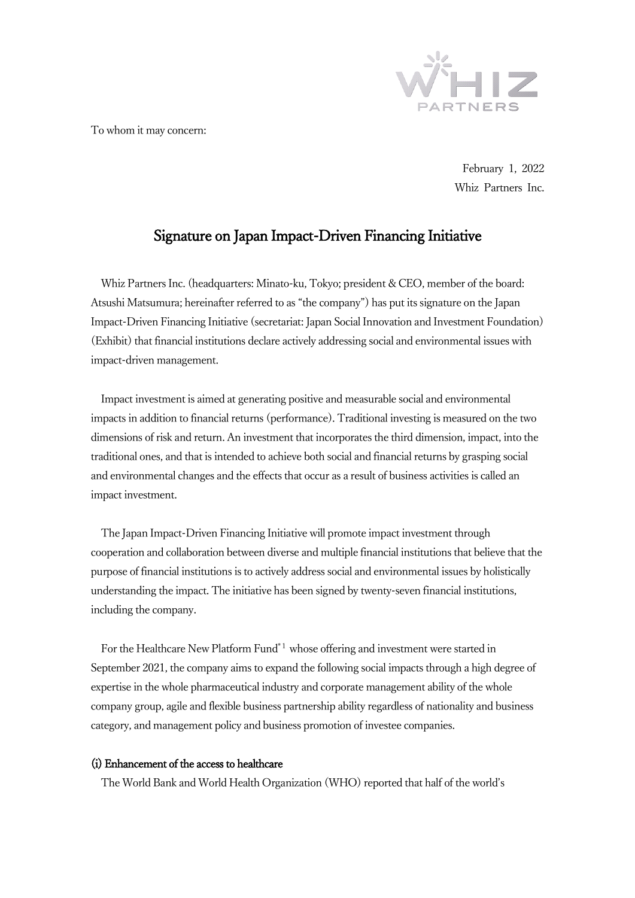To whom it may concern:

February 1, 2022
Whiz Partners Inc.

# Signature on Japan Impact-Driven Financing Initiative

Whiz Partners Inc. (headquarters: Minato-ku, Tokyo; president & CEO, member of the board: Atsushi Matsumura; hereinafter referred to as "the company") has put its signature on the Japan Impact-Driven Financing Initiative (secretariat: Japan Social Innovation and Investment Foundation) (Exhibit) that financial institutions declare actively addressing social and environmental issues with impact-driven management.

Impact investment is aimed at generating positive and measurable social and environmental impacts in addition to financial returns (performance). Traditional investing is measured on the two dimensions of risk and return. An investment that incorporates the third dimension, impact, into the traditional ones, and that is intended to achieve both social and financial returns by grasping social and environmental changes and the effects that occur as a result of business activities is called an impact investment.

The Japan Impact-Driven Financing Initiative will promote impact investment through cooperation and collaboration between diverse and multiple financial institutions that believe that the purpose of financial institutions is to actively address social and environmental issues by holistically understanding the impact. The initiative has been signed by twenty-seven financial institutions, including the company.

For the Healthcare New Platform Fund[*1] whose offering and investment were started in September 2021, the company aims to expand the following social impacts through a high degree of expertise in the whole pharmaceutical industry and corporate management ability of the whole company group, agile and flexible business partnership ability regardless of nationality and business category, and management policy and business promotion of investee companies.

### (i) Enhancement of the access to healthcare

The World Bank and World Health Organization (WHO) reported that half of the world's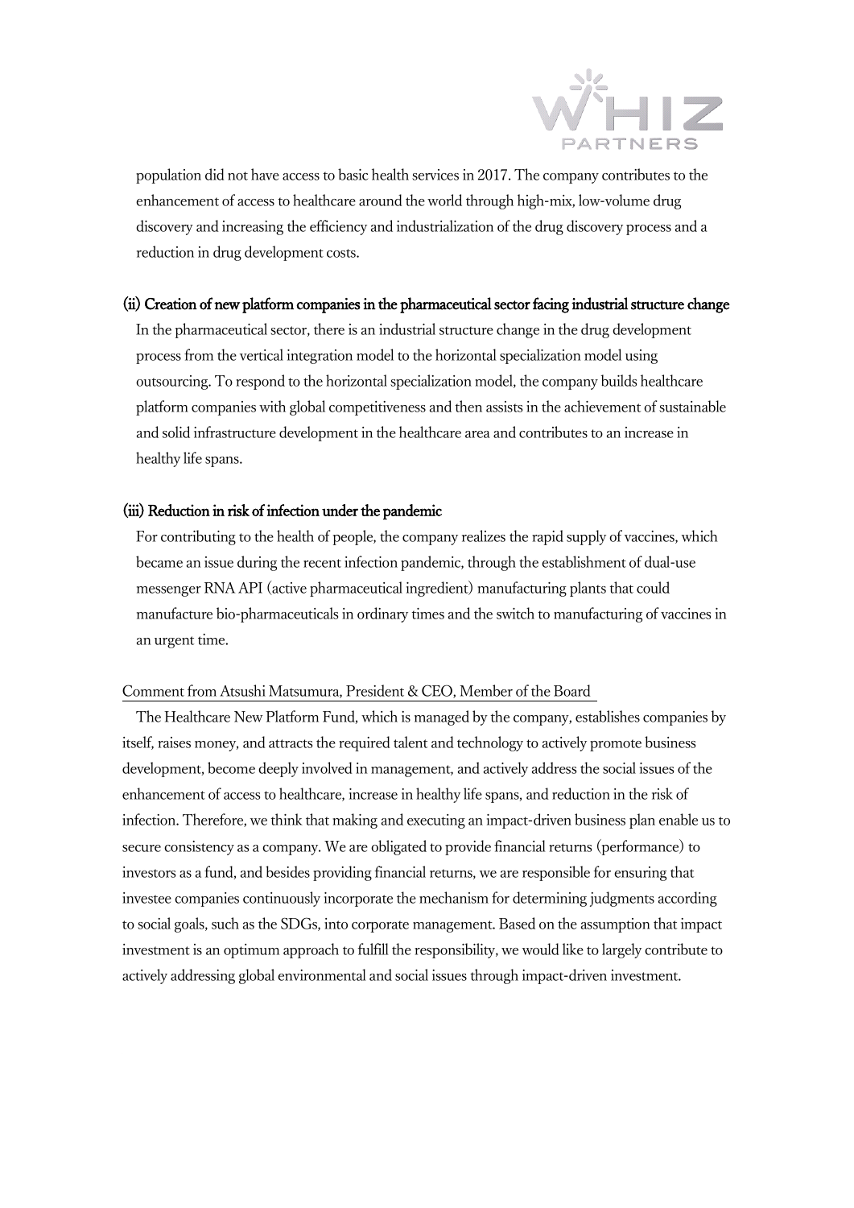population did not have access to basic health services in 2017. The company contributes to the enhancement of access to healthcare around the world through high-mix, low-volume drug discovery and increasing the efficiency and industrialization of the drug discovery process and a reduction in drug development costs.

**(ii) Creation of new platform companies in the pharmaceutical sector facing industrial structure change**

In the pharmaceutical sector, there is an industrial structure change in the drug development process from the vertical integration model to the horizontal specialization model using outsourcing. To respond to the horizontal specialization model, the company builds healthcare platform companies with global competitiveness and then assists in the achievement of sustainable and solid infrastructure development in the healthcare area and contributes to an increase in healthy life spans.

**(iii) Reduction in risk of infection under the pandemic**

For contributing to the health of people, the company realizes the rapid supply of vaccines, which became an issue during the recent infection pandemic, through the establishment of dual-use messenger RNA API (active pharmaceutical ingredient) manufacturing plants that could manufacture bio-pharmaceuticals in ordinary times and the switch to manufacturing of vaccines in an urgent time.

Comment from Atsushi Matsumura, President & CEO, Member of the Board

The Healthcare New Platform Fund, which is managed by the company, establishes companies by itself, raises money, and attracts the required talent and technology to actively promote business development, become deeply involved in management, and actively address the social issues of the enhancement of access to healthcare, increase in healthy life spans, and reduction in the risk of infection. Therefore, we think that making and executing an impact-driven business plan enable us to secure consistency as a company. We are obligated to provide financial returns (performance) to investors as a fund, and besides providing financial returns, we are responsible for ensuring that investee companies continuously incorporate the mechanism for determining judgments according to social goals, such as the SDGs, into corporate management. Based on the assumption that impact investment is an optimum approach to fulfill the responsibility, we would like to largely contribute to actively addressing global environmental and social issues through impact-driven investment.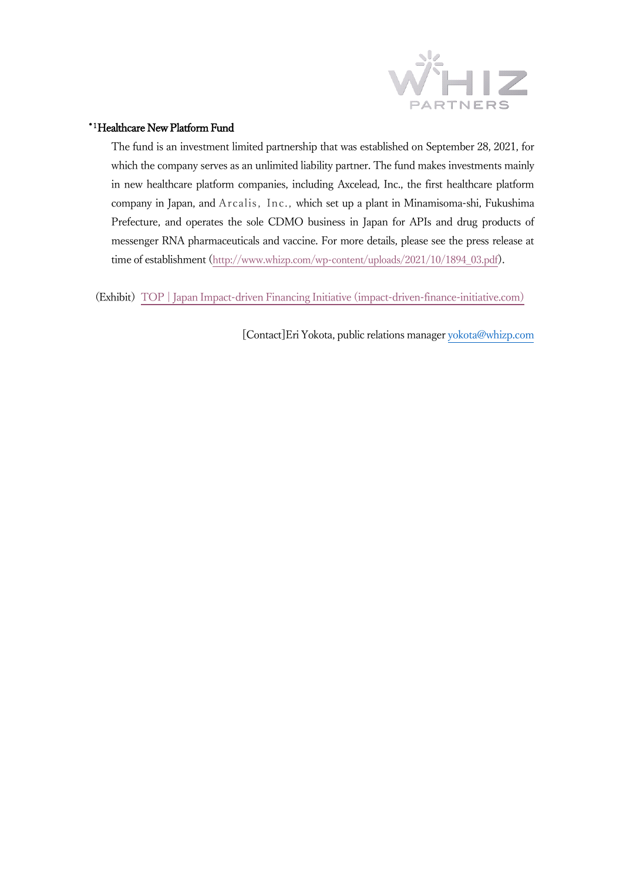*[1] Healthcare New Platform Fund

The fund is an investment limited partnership that was established on September 28, 2021, for which the company serves as an unlimited liability partner. The fund makes investments mainly in new healthcare platform companies, including Axcelead, Inc., the first healthcare platform company in Japan, and Arcalis, Inc., which set up a plant in Minamisoma-shi, Fukushima Prefecture, and operates the sole CDMO business in Japan for APIs and drug products of messenger RNA pharmaceuticals and vaccine. For more details, please see the press release at time of establishment (http://www.whizp.com/wp-content/uploads/2021/10/1894_03.pdf).

(Exhibit) TOP | Japan Impact-driven Financing Initiative (impact-driven-finance-initiative.com)

[Contact]Eri Yokota, public relations manager yokota@whizp.com